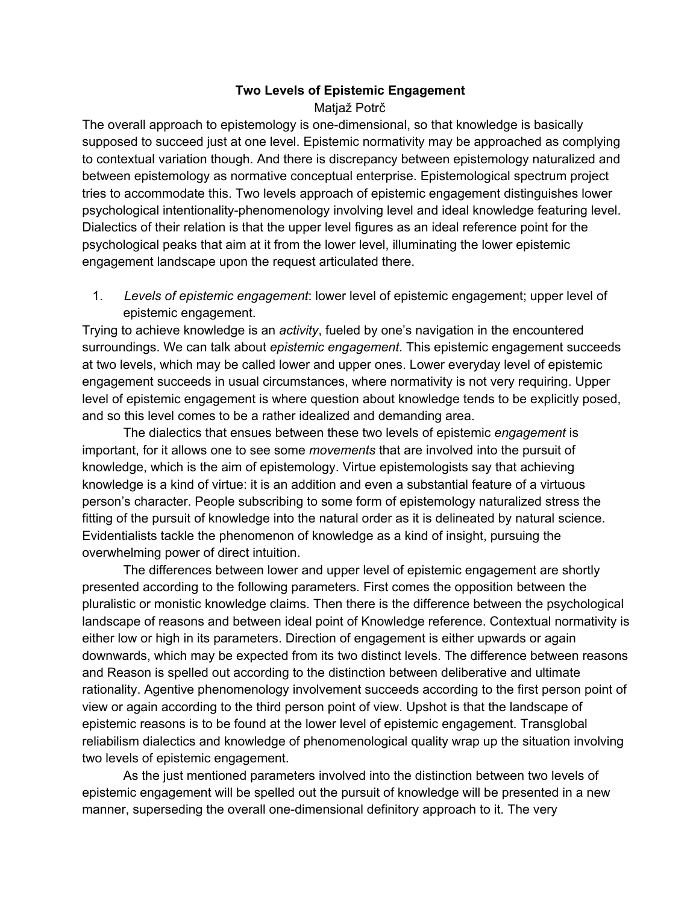# Two Levels of Epistemic Engagement

Matjaž Potrč

The overall approach to epistemology is one-dimensional, so that knowledge is basically supposed to succeed just at one level. Epistemic normativity may be approached as complying to contextual variation though. And there is discrepancy between epistemology naturalized and between epistemology as normative conceptual enterprise. Epistemological spectrum project tries to accommodate this. Two levels approach of epistemic engagement distinguishes lower psychological intentionality-phenomenology involving level and ideal knowledge featuring level. Dialectics of their relation is that the upper level figures as an ideal reference point for the psychological peaks that aim at it from the lower level, illuminating the lower epistemic engagement landscape upon the request articulated there.

1. *Levels of epistemic engagement*: lower level of epistemic engagement; upper level of epistemic engagement.

Trying to achieve knowledge is an *activity*, fueled by one's navigation in the encountered surroundings. We can talk about *epistemic engagement*. This epistemic engagement succeeds at two levels, which may be called lower and upper ones. Lower everyday level of epistemic engagement succeeds in usual circumstances, where normativity is not very requiring. Upper level of epistemic engagement is where question about knowledge tends to be explicitly posed, and so this level comes to be a rather idealized and demanding area.

The dialectics that ensues between these two levels of epistemic *engagement* is important, for it allows one to see some *movements* that are involved into the pursuit of knowledge, which is the aim of epistemology. Virtue epistemologists say that achieving knowledge is a kind of virtue: it is an addition and even a substantial feature of a virtuous person's character. People subscribing to some form of epistemology naturalized stress the fitting of the pursuit of knowledge into the natural order as it is delineated by natural science. Evidentialists tackle the phenomenon of knowledge as a kind of insight, pursuing the overwhelming power of direct intuition.

The differences between lower and upper level of epistemic engagement are shortly presented according to the following parameters. First comes the opposition between the pluralistic or monistic knowledge claims. Then there is the difference between the psychological landscape of reasons and between ideal point of Knowledge reference. Contextual normativity is either low or high in its parameters. Direction of engagement is either upwards or again downwards, which may be expected from its two distinct levels. The difference between reasons and Reason is spelled out according to the distinction between deliberative and ultimate rationality. Agentive phenomenology involvement succeeds according to the first person point of view or again according to the third person point of view. Upshot is that the landscape of epistemic reasons is to be found at the lower level of epistemic engagement. Transglobal reliabilism dialectics and knowledge of phenomenological quality wrap up the situation involving two levels of epistemic engagement.

As the just mentioned parameters involved into the distinction between two levels of epistemic engagement will be spelled out the pursuit of knowledge will be presented in a new manner, superseding the overall one-dimensional definitory approach to it. The very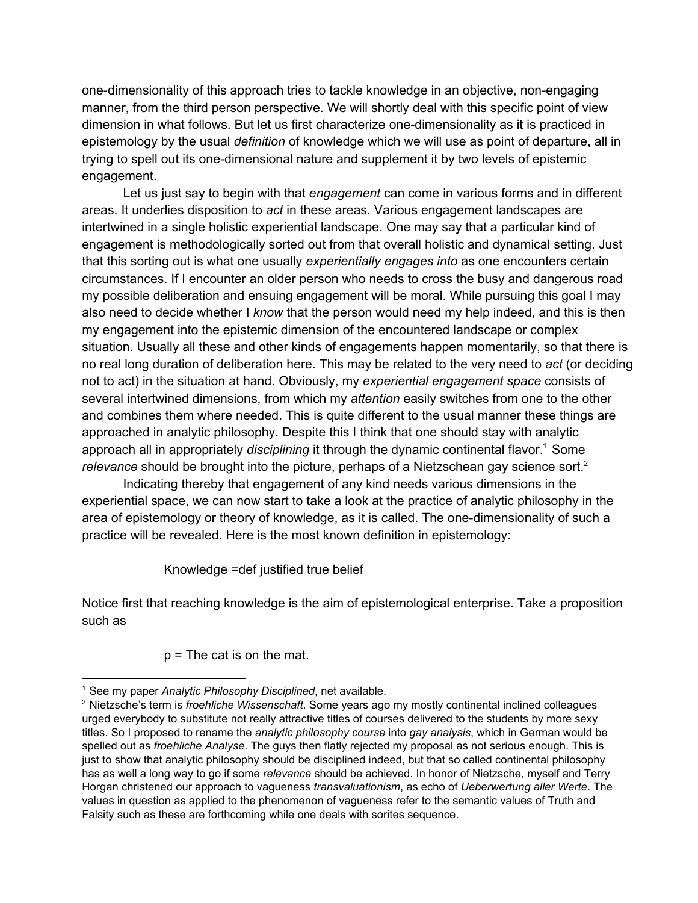one-dimensionality of this approach tries to tackle knowledge in an objective, non-engaging manner, from the third person perspective. We will shortly deal with this specific point of view dimension in what follows. But let us first characterize one-dimensionality as it is practiced in epistemology by the usual *definition* of knowledge which we will use as point of departure, all in trying to spell out its one-dimensional nature and supplement it by two levels of epistemic engagement.

Let us just say to begin with that *engagement* can come in various forms and in different areas. It underlies disposition to *act* in these areas. Various engagement landscapes are intertwined in a single holistic experiential landscape. One may say that a particular kind of engagement is methodologically sorted out from that overall holistic and dynamical setting. Just that this sorting out is what one usually *experientially engages into* as one encounters certain circumstances. If I encounter an older person who needs to cross the busy and dangerous road my possible deliberation and ensuing engagement will be moral. While pursuing this goal I may also need to decide whether I *know* that the person would need my help indeed, and this is then my engagement into the epistemic dimension of the encountered landscape or complex situation. Usually all these and other kinds of engagements happen momentarily, so that there is no real long duration of deliberation here. This may be related to the very need to *act* (or deciding not to act) in the situation at hand. Obviously, my *experiential engagement space* consists of several intertwined dimensions, from which my *attention* easily switches from one to the other and combines them where needed. This is quite different to the usual manner these things are approached in analytic philosophy. Despite this I think that one should stay with analytic approach all in appropriately *disciplining* it through the dynamic continental flavor.[1] Some *relevance* should be brought into the picture, perhaps of a Nietzschean gay science sort.[2]

Indicating thereby that engagement of any kind needs various dimensions in the experiential space, we can now start to take a look at the practice of analytic philosophy in the area of epistemology or theory of knowledge, as it is called. The one-dimensionality of such a practice will be revealed. Here is the most known definition in epistemology:

Knowledge =def justified true belief

Notice first that reaching knowledge is the aim of epistemological enterprise. Take a proposition such as

p = The cat is on the mat.

---

[1] See my paper *Analytic Philosophy Disciplined*, net available.

[2] Nietzsche's term is *froehliche Wissenschaft*. Some years ago my mostly continental inclined colleagues urged everybody to substitute not really attractive titles of courses delivered to the students by more sexy titles. So I proposed to rename the *analytic philosophy course* into *gay analysis*, which in German would be spelled out as *froehliche Analyse*. The guys then flatly rejected my proposal as not serious enough. This is just to show that analytic philosophy should be disciplined indeed, but that so called continental philosophy has as well a long way to go if some *relevance* should be achieved. In honor of Nietzsche, myself and Terry Horgan christened our approach to vagueness *transvaluationism*, as echo of *Ueberwertung aller Werte*. The values in question as applied to the phenomenon of vagueness refer to the semantic values of Truth and Falsity such as these are forthcoming while one deals with sorites sequence.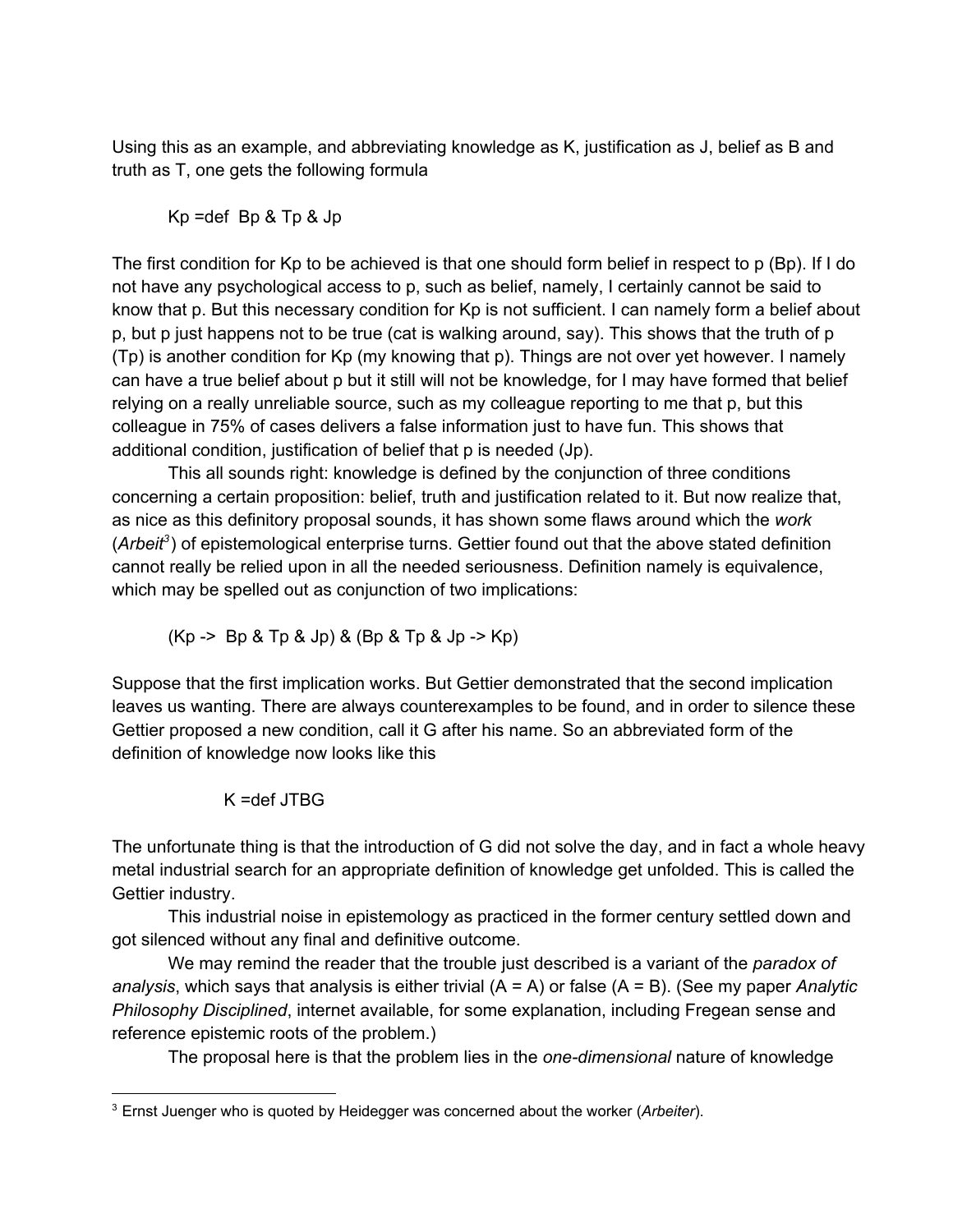Using this as an example, and abbreviating knowledge as K, justification as J, belief as B and truth as T, one gets the following formula

$$Kp =_{def} Bp \,\&\, Tp \,\&\, Jp$$

The first condition for Kp to be achieved is that one should form belief in respect to p (Bp). If I do not have any psychological access to p, such as belief, namely, I certainly cannot be said to know that p. But this necessary condition for Kp is not sufficient. I can namely form a belief about p, but p just happens not to be true (cat is walking around, say). This shows that the truth of p (Tp) is another condition for Kp (my knowing that p). Things are not over yet however. I namely can have a true belief about p but it still will not be knowledge, for I may have formed that belief relying on a really unreliable source, such as my colleague reporting to me that p, but this colleague in 75% of cases delivers a false information just to have fun. This shows that additional condition, justification of belief that p is needed (Jp).

This all sounds right: knowledge is defined by the conjunction of three conditions concerning a certain proposition: belief, truth and justification related to it. But now realize that, as nice as this definitory proposal sounds, it has shown some flaws around which the *work* (*Arbeit*[3]) of epistemological enterprise turns. Gettier found out that the above stated definition cannot really be relied upon in all the needed seriousness. Definition namely is equivalence, which may be spelled out as conjunction of two implications:

$$(Kp \rightarrow Bp \,\&\, Tp \,\&\, Jp) \,\&\, (Bp \,\&\, Tp \,\&\, Jp \rightarrow Kp)$$

Suppose that the first implication works. But Gettier demonstrated that the second implication leaves us wanting. There are always counterexamples to be found, and in order to silence these Gettier proposed a new condition, call it G after his name. So an abbreviated form of the definition of knowledge now looks like this

$$K =_{def} JTBG$$

The unfortunate thing is that the introduction of G did not solve the day, and in fact a whole heavy metal industrial search for an appropriate definition of knowledge get unfolded. This is called the Gettier industry.

This industrial noise in epistemology as practiced in the former century settled down and got silenced without any final and definitive outcome.

We may remind the reader that the trouble just described is a variant of the *paradox of analysis*, which says that analysis is either trivial (A = A) or false (A = B). (See my paper *Analytic Philosophy Disciplined*, internet available, for some explanation, including Fregean sense and reference epistemic roots of the problem.)

The proposal here is that the problem lies in the *one-dimensional* nature of knowledge

[3] Ernst Juenger who is quoted by Heidegger was concerned about the worker (*Arbeiter*).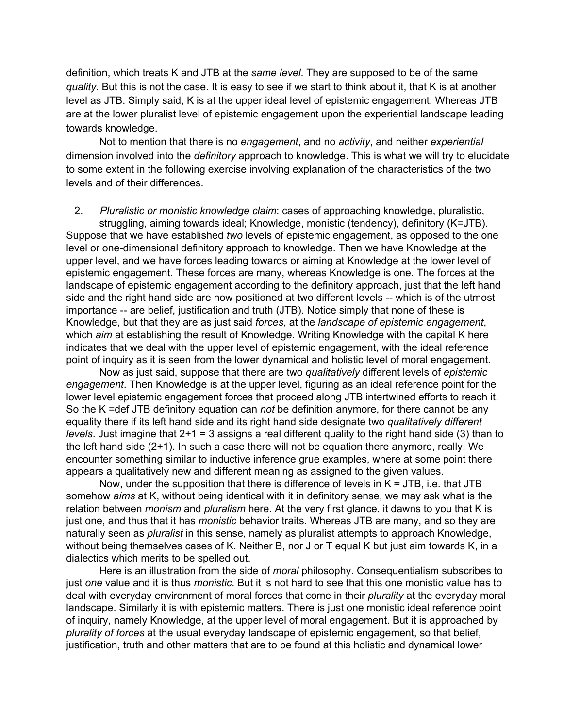definition, which treats K and JTB at the *same level*. They are supposed to be of the same *quality*. But this is not the case. It is easy to see if we start to think about it, that K is at another level as JTB. Simply said, K is at the upper ideal level of epistemic engagement. Whereas JTB are at the lower pluralist level of epistemic engagement upon the experiential landscape leading towards knowledge.

Not to mention that there is no *engagement*, and no *activity*, and neither *experiential* dimension involved into the *definitory* approach to knowledge. This is what we will try to elucidate to some extent in the following exercise involving explanation of the characteristics of the two levels and of their differences.

2. *Pluralistic or monistic knowledge claim*: cases of approaching knowledge, pluralistic, struggling, aiming towards ideal; Knowledge, monistic (tendency), definitory (K=JTB).

Suppose that we have established *two* levels of epistemic engagement, as opposed to the one level or one-dimensional definitory approach to knowledge. Then we have Knowledge at the upper level, and we have forces leading towards or aiming at Knowledge at the lower level of epistemic engagement. These forces are many, whereas Knowledge is one. The forces at the landscape of epistemic engagement according to the definitory approach, just that the left hand side and the right hand side are now positioned at two different levels -- which is of the utmost importance -- are belief, justification and truth (JTB). Notice simply that none of these is Knowledge, but that they are as just said *forces*, at the *landscape of epistemic engagement*, which *aim* at establishing the result of Knowledge. Writing Knowledge with the capital K here indicates that we deal with the upper level of epistemic engagement, with the ideal reference point of inquiry as it is seen from the lower dynamical and holistic level of moral engagement.

Now as just said, suppose that there are two *qualitatively* different levels of *epistemic engagement*. Then Knowledge is at the upper level, figuring as an ideal reference point for the lower level epistemic engagement forces that proceed along JTB intertwined efforts to reach it. So the K =def JTB definitory equation can *not* be definition anymore, for there cannot be any equality there if its left hand side and its right hand side designate two *qualitatively different levels*. Just imagine that 2+1 = 3 assigns a real different quality to the right hand side (3) than to the left hand side (2+1). In such a case there will not be equation there anymore, really. We encounter something similar to inductive inference grue examples, where at some point there appears a qualitatively new and different meaning as assigned to the given values.

Now, under the supposition that there is difference of levels in K ≈ JTB, i.e. that JTB somehow *aims* at K, without being identical with it in definitory sense, we may ask what is the relation between *monism* and *pluralism* here. At the very first glance, it dawns to you that K is just one, and thus that it has *monistic* behavior traits. Whereas JTB are many, and so they are naturally seen as *pluralist* in this sense, namely as pluralist attempts to approach Knowledge, without being themselves cases of K. Neither B, nor J or T equal K but just aim towards K, in a dialectics which merits to be spelled out.

Here is an illustration from the side of *moral* philosophy. Consequentialism subscribes to just *one* value and it is thus *monistic*. But it is not hard to see that this one monistic value has to deal with everyday environment of moral forces that come in their *plurality* at the everyday moral landscape. Similarly it is with epistemic matters. There is just one monistic ideal reference point of inquiry, namely Knowledge, at the upper level of moral engagement. But it is approached by *plurality of forces* at the usual everyday landscape of epistemic engagement, so that belief, justification, truth and other matters that are to be found at this holistic and dynamical lower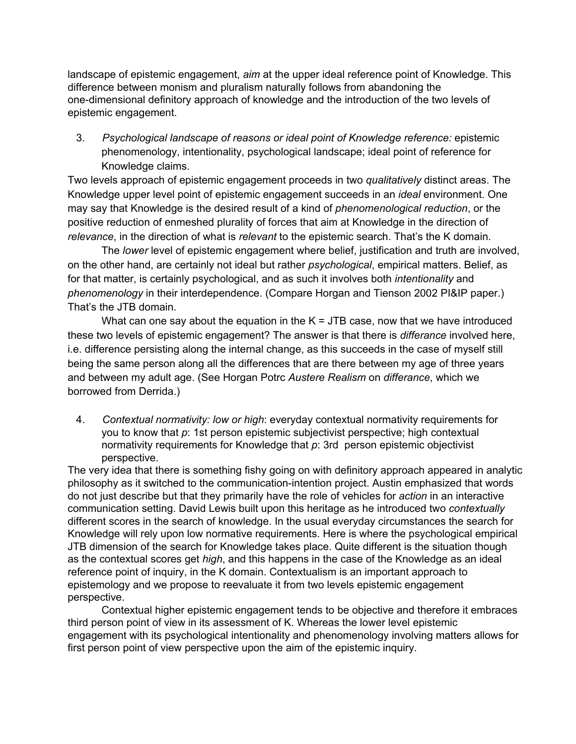landscape of epistemic engagement, *aim* at the upper ideal reference point of Knowledge. This difference between monism and pluralism naturally follows from abandoning the one-dimensional definitory approach of knowledge and the introduction of the two levels of epistemic engagement.

3. *Psychological landscape of reasons or ideal point of Knowledge reference:* epistemic phenomenology, intentionality, psychological landscape; ideal point of reference for Knowledge claims.

Two levels approach of epistemic engagement proceeds in two *qualitatively* distinct areas. The Knowledge upper level point of epistemic engagement succeeds in an *ideal* environment. One may say that Knowledge is the desired result of a kind of *phenomenological reduction*, or the positive reduction of enmeshed plurality of forces that aim at Knowledge in the direction of *relevance*, in the direction of what is *relevant* to the epistemic search. That's the K domain.

The *lower* level of epistemic engagement where belief, justification and truth are involved, on the other hand, are certainly not ideal but rather *psychological*, empirical matters. Belief, as for that matter, is certainly psychological, and as such it involves both *intentionality* and *phenomenology* in their interdependence. (Compare Horgan and Tienson 2002 PI&IP paper.) That's the JTB domain.

What can one say about the equation in the K = JTB case, now that we have introduced these two levels of epistemic engagement? The answer is that there is *differance* involved here, i.e. difference persisting along the internal change, as this succeeds in the case of myself still being the same person along all the differences that are there between my age of three years and between my adult age. (See Horgan Potrc *Austere Realism* on *differance*, which we borrowed from Derrida.)

4. *Contextual normativity: low or high*: everyday contextual normativity requirements for you to know that *p*: 1st person epistemic subjectivist perspective; high contextual normativity requirements for Knowledge that *p*: 3rd person epistemic objectivist perspective.

The very idea that there is something fishy going on with definitory approach appeared in analytic philosophy as it switched to the communication-intention project. Austin emphasized that words do not just describe but that they primarily have the role of vehicles for *action* in an interactive communication setting. David Lewis built upon this heritage as he introduced two *contextually* different scores in the search of knowledge. In the usual everyday circumstances the search for Knowledge will rely upon low normative requirements. Here is where the psychological empirical JTB dimension of the search for Knowledge takes place. Quite different is the situation though as the contextual scores get *high*, and this happens in the case of the Knowledge as an ideal reference point of inquiry, in the K domain. Contextualism is an important approach to epistemology and we propose to reevaluate it from two levels epistemic engagement perspective.

Contextual higher epistemic engagement tends to be objective and therefore it embraces third person point of view in its assessment of K. Whereas the lower level epistemic engagement with its psychological intentionality and phenomenology involving matters allows for first person point of view perspective upon the aim of the epistemic inquiry.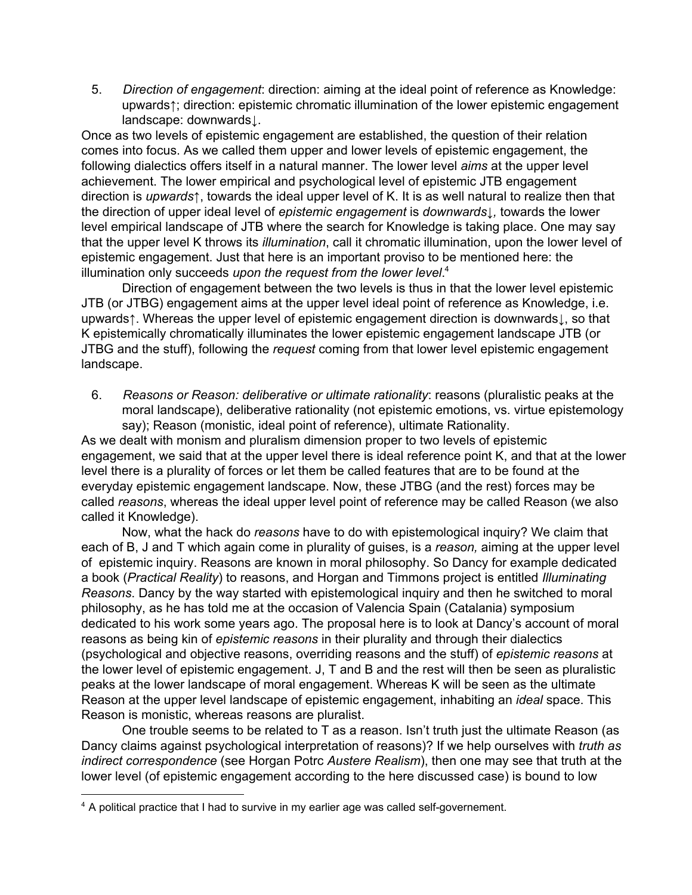5. *Direction of engagement*: direction: aiming at the ideal point of reference as Knowledge: upwards↑; direction: epistemic chromatic illumination of the lower epistemic engagement landscape: downwards↓.

Once as two levels of epistemic engagement are established, the question of their relation comes into focus. As we called them upper and lower levels of epistemic engagement, the following dialectics offers itself in a natural manner. The lower level *aims* at the upper level achievement. The lower empirical and psychological level of epistemic JTB engagement direction is *upwards*↑, towards the ideal upper level of K. It is as well natural to realize then that the direction of upper ideal level of *epistemic engagement* is *downwards*↓, towards the lower level empirical landscape of JTB where the search for Knowledge is taking place. One may say that the upper level K throws its *illumination*, call it chromatic illumination, upon the lower level of epistemic engagement. Just that here is an important proviso to be mentioned here: the illumination only succeeds *upon the request from the lower level*.[4]

Direction of engagement between the two levels is thus in that the lower level epistemic JTB (or JTBG) engagement aims at the upper level ideal point of reference as Knowledge, i.e. upwards↑. Whereas the upper level of epistemic engagement direction is downwards↓, so that K epistemically chromatically illuminates the lower epistemic engagement landscape JTB (or JTBG and the stuff), following the *request* coming from that lower level epistemic engagement landscape.

6. *Reasons or Reason: deliberative or ultimate rationality*: reasons (pluralistic peaks at the moral landscape), deliberative rationality (not epistemic emotions, vs. virtue epistemology say); Reason (monistic, ideal point of reference), ultimate Rationality.

As we dealt with monism and pluralism dimension proper to two levels of epistemic engagement, we said that at the upper level there is ideal reference point K, and that at the lower level there is a plurality of forces or let them be called features that are to be found at the everyday epistemic engagement landscape. Now, these JTBG (and the rest) forces may be called *reasons*, whereas the ideal upper level point of reference may be called Reason (we also called it Knowledge).

Now, what the hack do *reasons* have to do with epistemological inquiry? We claim that each of B, J and T which again come in plurality of guises, is a *reason,* aiming at the upper level of epistemic inquiry. Reasons are known in moral philosophy. So Dancy for example dedicated a book (*Practical Reality*) to reasons, and Horgan and Timmons project is entitled *Illuminating Reasons*. Dancy by the way started with epistemological inquiry and then he switched to moral philosophy, as he has told me at the occasion of Valencia Spain (Catalania) symposium dedicated to his work some years ago. The proposal here is to look at Dancy's account of moral reasons as being kin of *epistemic reasons* in their plurality and through their dialectics (psychological and objective reasons, overriding reasons and the stuff) of *epistemic reasons* at the lower level of epistemic engagement. J, T and B and the rest will then be seen as pluralistic peaks at the lower landscape of moral engagement. Whereas K will be seen as the ultimate Reason at the upper level landscape of epistemic engagement, inhabiting an *ideal* space. This Reason is monistic, whereas reasons are pluralist.

One trouble seems to be related to T as a reason. Isn't truth just the ultimate Reason (as Dancy claims against psychological interpretation of reasons)? If we help ourselves with *truth as indirect correspondence* (see Horgan Potrc *Austere Realism*), then one may see that truth at the lower level (of epistemic engagement according to the here discussed case) is bound to low

---

[4] A political practice that I had to survive in my earlier age was called self-governement.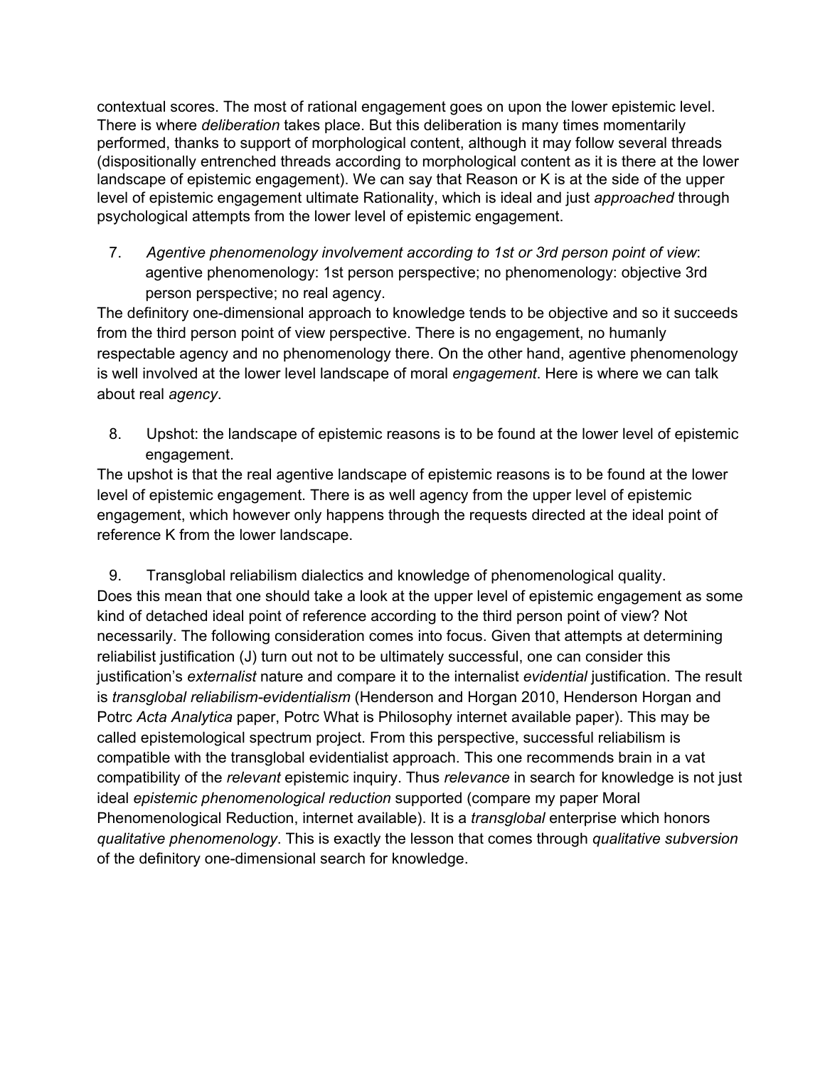contextual scores. The most of rational engagement goes on upon the lower epistemic level. There is where *deliberation* takes place. But this deliberation is many times momentarily performed, thanks to support of morphological content, although it may follow several threads (dispositionally entrenched threads according to morphological content as it is there at the lower landscape of epistemic engagement). We can say that Reason or K is at the side of the upper level of epistemic engagement ultimate Rationality, which is ideal and just *approached* through psychological attempts from the lower level of epistemic engagement.

7. *Agentive phenomenology involvement according to 1st or 3rd person point of view*: agentive phenomenology: 1st person perspective; no phenomenology: objective 3rd person perspective; no real agency.

The definitory one-dimensional approach to knowledge tends to be objective and so it succeeds from the third person point of view perspective. There is no engagement, no humanly respectable agency and no phenomenology there. On the other hand, agentive phenomenology is well involved at the lower level landscape of moral *engagement*. Here is where we can talk about real *agency*.

8. Upshot: the landscape of epistemic reasons is to be found at the lower level of epistemic engagement.

The upshot is that the real agentive landscape of epistemic reasons is to be found at the lower level of epistemic engagement. There is as well agency from the upper level of epistemic engagement, which however only happens through the requests directed at the ideal point of reference K from the lower landscape.

9. Transglobal reliabilism dialectics and knowledge of phenomenological quality.

Does this mean that one should take a look at the upper level of epistemic engagement as some kind of detached ideal point of reference according to the third person point of view? Not necessarily. The following consideration comes into focus. Given that attempts at determining reliabilist justification (J) turn out not to be ultimately successful, one can consider this justification's *externalist* nature and compare it to the internalist *evidential* justification. The result is *transglobal reliabilism-evidentialism* (Henderson and Horgan 2010, Henderson Horgan and Potrc *Acta Analytica* paper, Potrc What is Philosophy internet available paper). This may be called epistemological spectrum project. From this perspective, successful reliabilism is compatible with the transglobal evidentialist approach. This one recommends brain in a vat compatibility of the *relevant* epistemic inquiry. Thus *relevance* in search for knowledge is not just ideal *epistemic phenomenological reduction* supported (compare my paper Moral Phenomenological Reduction, internet available). It is a *transglobal* enterprise which honors *qualitative phenomenology*. This is exactly the lesson that comes through *qualitative subversion* of the definitory one-dimensional search for knowledge.